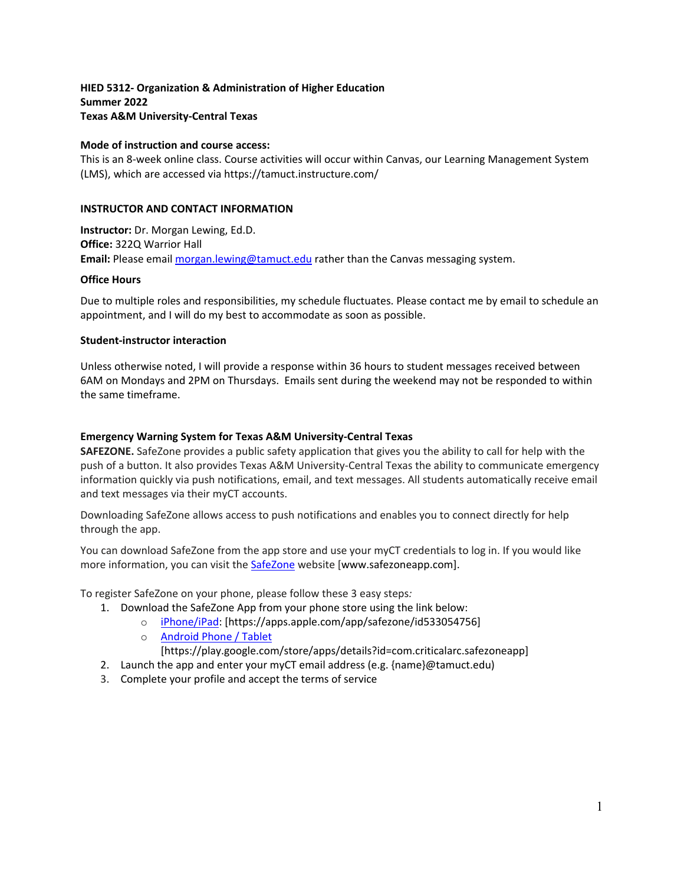**HIED 5312- Organization & Administration of Higher Education**
**Summer 2022**
**Texas A&M University-Central Texas**

**Mode of instruction and course access:**
This is an 8-week online class. Course activities will occur within Canvas, our Learning Management System (LMS), which are accessed via https://tamuct.instructure.com/

## INSTRUCTOR AND CONTACT INFORMATION

**Instructor:** Dr. Morgan Lewing, Ed.D.
**Office:** 322Q Warrior Hall
**Email:** Please email [morgan.lewing@tamuct.edu](mailto:morgan.lewing@tamuct.edu) rather than the Canvas messaging system.

### Office Hours

Due to multiple roles and responsibilities, my schedule fluctuates. Please contact me by email to schedule an appointment, and I will do my best to accommodate as soon as possible.

### Student-instructor interaction

Unless otherwise noted, I will provide a response within 36 hours to student messages received between 6AM on Mondays and 2PM on Thursdays. Emails sent during the weekend may not be responded to within the same timeframe.

### Emergency Warning System for Texas A&M University-Central Texas

**SAFEZONE.** SafeZone provides a public safety application that gives you the ability to call for help with the push of a button. It also provides Texas A&M University-Central Texas the ability to communicate emergency information quickly via push notifications, email, and text messages. All students automatically receive email and text messages via their myCT accounts.

Downloading SafeZone allows access to push notifications and enables you to connect directly for help through the app.

You can download SafeZone from the app store and use your myCT credentials to log in. If you would like more information, you can visit the SafeZone website [www.safezoneapp.com].

To register SafeZone on your phone, please follow these 3 easy steps*:*

1. Download the SafeZone App from your phone store using the link below:
   - iPhone/iPad: [https://apps.apple.com/app/safezone/id533054756]
   - Android Phone / Tablet [https://play.google.com/store/apps/details?id=com.criticalarc.safezoneapp]
2. Launch the app and enter your myCT email address (e.g. {name}@tamuct.edu)
3. Complete your profile and accept the terms of service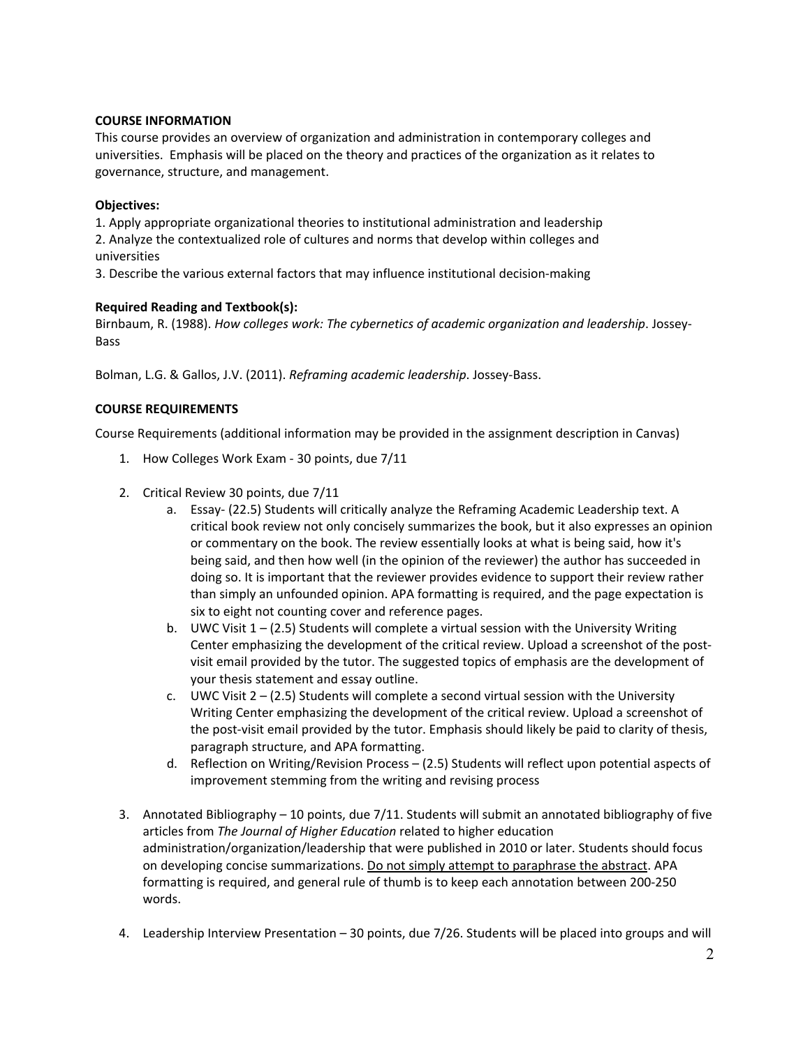**COURSE INFORMATION**

This course provides an overview of organization and administration in contemporary colleges and universities. Emphasis will be placed on the theory and practices of the organization as it relates to governance, structure, and management.

**Objectives:**

1. Apply appropriate organizational theories to institutional administration and leadership
2. Analyze the contextualized role of cultures and norms that develop within colleges and universities
3. Describe the various external factors that may influence institutional decision-making

**Required Reading and Textbook(s):**

Birnbaum, R. (1988). *How colleges work: The cybernetics of academic organization and leadership*. Jossey-Bass

Bolman, L.G. & Gallos, J.V. (2011). *Reframing academic leadership*. Jossey-Bass.

**COURSE REQUIREMENTS**

Course Requirements (additional information may be provided in the assignment description in Canvas)

1. How Colleges Work Exam - 30 points, due 7/11

2. Critical Review 30 points, due 7/11
   a. Essay- (22.5) Students will critically analyze the Reframing Academic Leadership text. A critical book review not only concisely summarizes the book, but it also expresses an opinion or commentary on the book. The review essentially looks at what is being said, how it's being said, and then how well (in the opinion of the reviewer) the author has succeeded in doing so. It is important that the reviewer provides evidence to support their review rather than simply an unfounded opinion. APA formatting is required, and the page expectation is six to eight not counting cover and reference pages.
   b. UWC Visit 1 – (2.5) Students will complete a virtual session with the University Writing Center emphasizing the development of the critical review. Upload a screenshot of the post-visit email provided by the tutor. The suggested topics of emphasis are the development of your thesis statement and essay outline.
   c. UWC Visit 2 – (2.5) Students will complete a second virtual session with the University Writing Center emphasizing the development of the critical review. Upload a screenshot of the post-visit email provided by the tutor. Emphasis should likely be paid to clarity of thesis, paragraph structure, and APA formatting.
   d. Reflection on Writing/Revision Process – (2.5) Students will reflect upon potential aspects of improvement stemming from the writing and revising process

3. Annotated Bibliography – 10 points, due 7/11. Students will submit an annotated bibliography of five articles from *The Journal of Higher Education* related to higher education administration/organization/leadership that were published in 2010 or later. Students should focus on developing concise summarizations. <u>Do not simply attempt to paraphrase the abstract</u>. APA formatting is required, and general rule of thumb is to keep each annotation between 200-250 words.

4. Leadership Interview Presentation – 30 points, due 7/26. Students will be placed into groups and will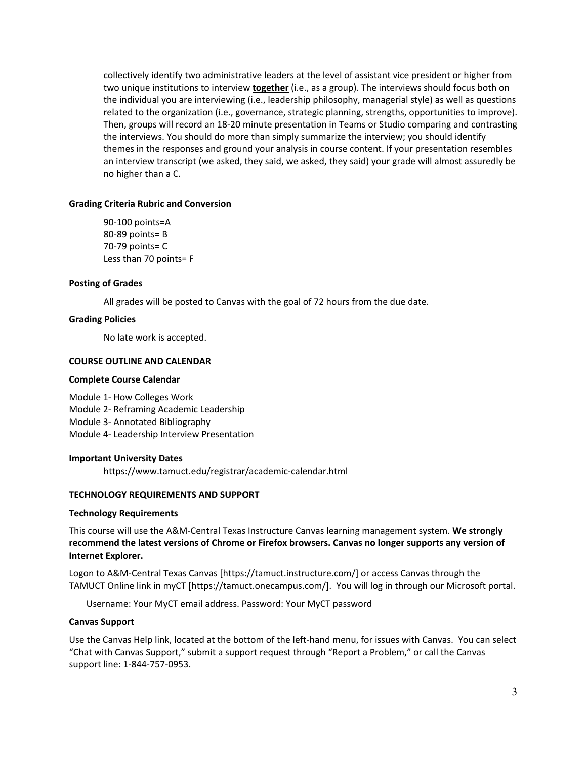collectively identify two administrative leaders at the level of assistant vice president or higher from two unique institutions to interview **together** (i.e., as a group). The interviews should focus both on the individual you are interviewing (i.e., leadership philosophy, managerial style) as well as questions related to the organization (i.e., governance, strategic planning, strengths, opportunities to improve). Then, groups will record an 18-20 minute presentation in Teams or Studio comparing and contrasting the interviews. You should do more than simply summarize the interview; you should identify themes in the responses and ground your analysis in course content. If your presentation resembles an interview transcript (we asked, they said, we asked, they said) your grade will almost assuredly be no higher than a C.

**Grading Criteria Rubric and Conversion**

90-100 points=A
80-89 points= B
70-79 points= C
Less than 70 points= F

**Posting of Grades**

All grades will be posted to Canvas with the goal of 72 hours from the due date.

**Grading Policies**

No late work is accepted.

**COURSE OUTLINE AND CALENDAR**

**Complete Course Calendar**

Module 1- How Colleges Work
Module 2- Reframing Academic Leadership
Module 3- Annotated Bibliography
Module 4- Leadership Interview Presentation

**Important University Dates**

https://www.tamuct.edu/registrar/academic-calendar.html

**TECHNOLOGY REQUIREMENTS AND SUPPORT**

**Technology Requirements**

This course will use the A&M-Central Texas Instructure Canvas learning management system. **We strongly recommend the latest versions of Chrome or Firefox browsers. Canvas no longer supports any version of Internet Explorer.**

Logon to A&M-Central Texas Canvas [https://tamuct.instructure.com/] or access Canvas through the TAMUCT Online link in myCT [https://tamuct.onecampus.com/]. You will log in through our Microsoft portal.

Username: Your MyCT email address. Password: Your MyCT password

**Canvas Support**

Use the Canvas Help link, located at the bottom of the left-hand menu, for issues with Canvas. You can select "Chat with Canvas Support," submit a support request through "Report a Problem," or call the Canvas support line: 1-844-757-0953.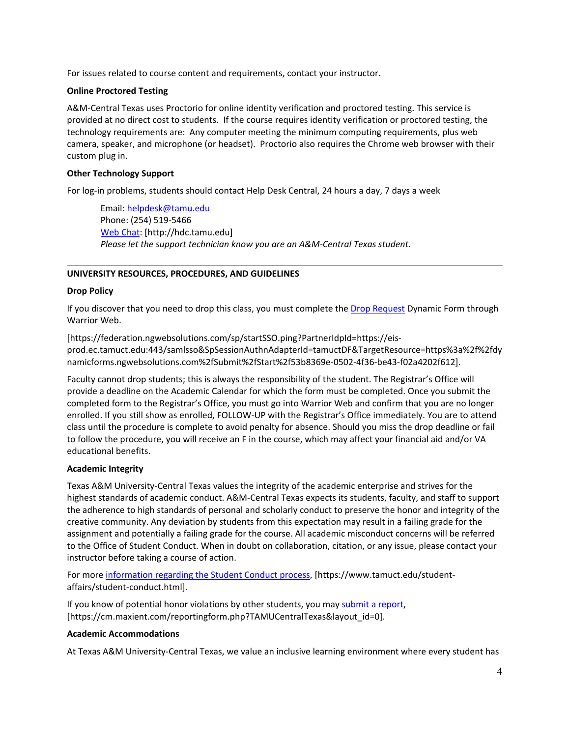For issues related to course content and requirements, contact your instructor.

**Online Proctored Testing**

A&M-Central Texas uses Proctorio for online identity verification and proctored testing. This service is provided at no direct cost to students. If the course requires identity verification or proctored testing, the technology requirements are: Any computer meeting the minimum computing requirements, plus web camera, speaker, and microphone (or headset). Proctorio also requires the Chrome web browser with their custom plug in.

**Other Technology Support**

For log-in problems, students should contact Help Desk Central, 24 hours a day, 7 days a week

> Email: helpdesk@tamu.edu
> Phone: (254) 519-5466
> Web Chat: [http://hdc.tamu.edu]
> *Please let the support technician know you are an A&M-Central Texas student.*

---

## UNIVERSITY RESOURCES, PROCEDURES, AND GUIDELINES

**Drop Policy**

If you discover that you need to drop this class, you must complete the Drop Request Dynamic Form through Warrior Web.

[https://federation.ngwebsolutions.com/sp/startSSO.ping?PartnerIdpId=https://eis-prod.ec.tamuct.edu:443/samlsso&SpSessionAuthnAdapterId=tamuctDF&TargetResource=https%3a%2f%2fdynamicforms.ngwebsolutions.com%2fSubmit%2fStart%2f53b8369e-0502-4f36-be43-f02a4202f612].

Faculty cannot drop students; this is always the responsibility of the student. The Registrar's Office will provide a deadline on the Academic Calendar for which the form must be completed. Once you submit the completed form to the Registrar's Office, you must go into Warrior Web and confirm that you are no longer enrolled. If you still show as enrolled, FOLLOW-UP with the Registrar's Office immediately. You are to attend class until the procedure is complete to avoid penalty for absence. Should you miss the drop deadline or fail to follow the procedure, you will receive an F in the course, which may affect your financial aid and/or VA educational benefits.

**Academic Integrity**

Texas A&M University-Central Texas values the integrity of the academic enterprise and strives for the highest standards of academic conduct. A&M-Central Texas expects its students, faculty, and staff to support the adherence to high standards of personal and scholarly conduct to preserve the honor and integrity of the creative community. Any deviation by students from this expectation may result in a failing grade for the assignment and potentially a failing grade for the course. All academic misconduct concerns will be referred to the Office of Student Conduct. When in doubt on collaboration, citation, or any issue, please contact your instructor before taking a course of action.

For more information regarding the Student Conduct process, [https://www.tamuct.edu/student-affairs/student-conduct.html].

If you know of potential honor violations by other students, you may submit a report, [https://cm.maxient.com/reportingform.php?TAMUCentralTexas&layout_id=0].

**Academic Accommodations**

At Texas A&M University-Central Texas, we value an inclusive learning environment where every student has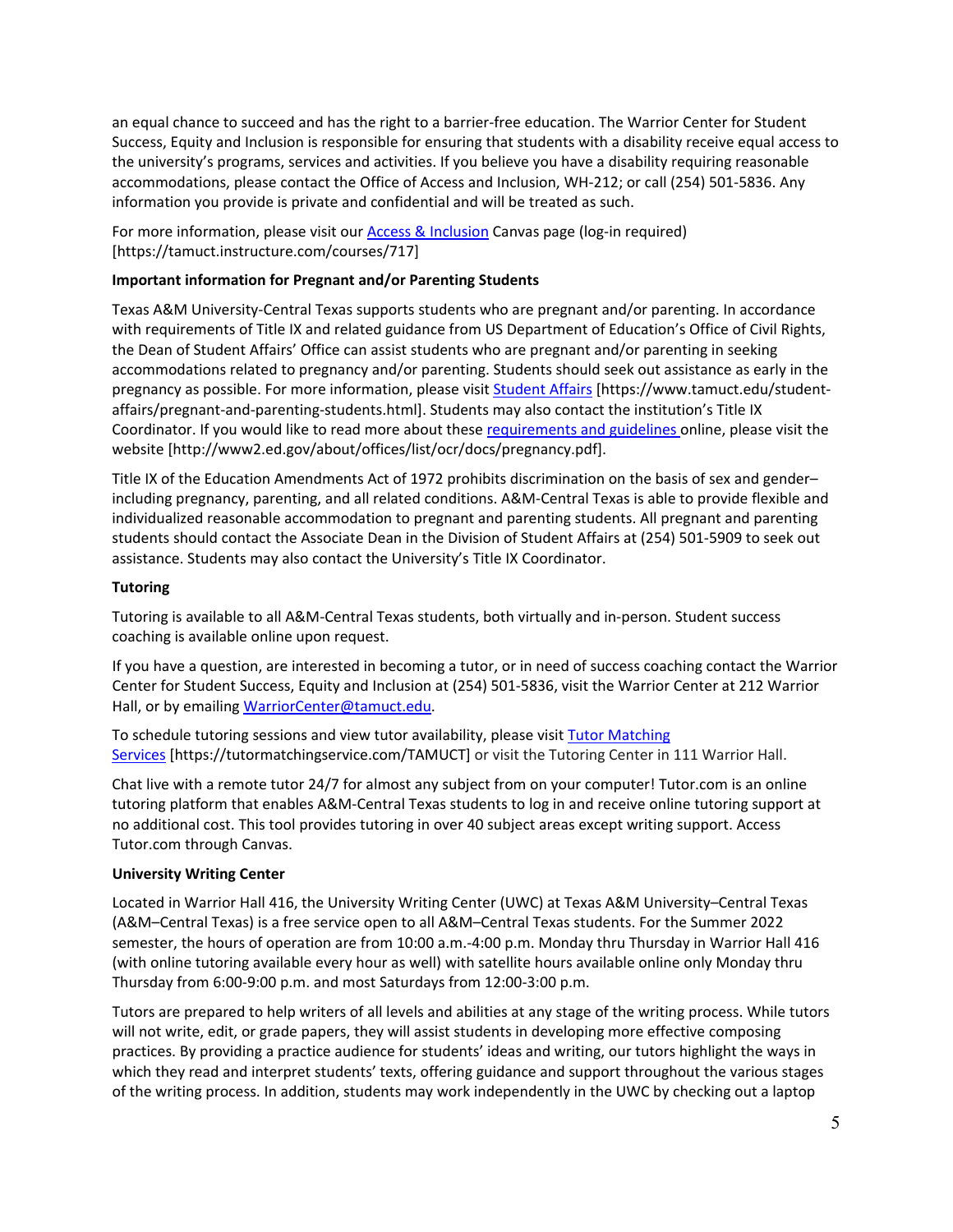an equal chance to succeed and has the right to a barrier-free education. The Warrior Center for Student Success, Equity and Inclusion is responsible for ensuring that students with a disability receive equal access to the university's programs, services and activities. If you believe you have a disability requiring reasonable accommodations, please contact the Office of Access and Inclusion, WH-212; or call (254) 501-5836. Any information you provide is private and confidential and will be treated as such.

For more information, please visit our Access & Inclusion Canvas page (log-in required) [https://tamuct.instructure.com/courses/717]

**Important information for Pregnant and/or Parenting Students**

Texas A&M University-Central Texas supports students who are pregnant and/or parenting. In accordance with requirements of Title IX and related guidance from US Department of Education's Office of Civil Rights, the Dean of Student Affairs' Office can assist students who are pregnant and/or parenting in seeking accommodations related to pregnancy and/or parenting. Students should seek out assistance as early in the pregnancy as possible. For more information, please visit Student Affairs [https://www.tamuct.edu/student-affairs/pregnant-and-parenting-students.html]. Students may also contact the institution's Title IX Coordinator. If you would like to read more about these requirements and guidelines online, please visit the website [http://www2.ed.gov/about/offices/list/ocr/docs/pregnancy.pdf].

Title IX of the Education Amendments Act of 1972 prohibits discrimination on the basis of sex and gender–including pregnancy, parenting, and all related conditions. A&M-Central Texas is able to provide flexible and individualized reasonable accommodation to pregnant and parenting students. All pregnant and parenting students should contact the Associate Dean in the Division of Student Affairs at (254) 501-5909 to seek out assistance. Students may also contact the University's Title IX Coordinator.

**Tutoring**

Tutoring is available to all A&M-Central Texas students, both virtually and in-person. Student success coaching is available online upon request.

If you have a question, are interested in becoming a tutor, or in need of success coaching contact the Warrior Center for Student Success, Equity and Inclusion at (254) 501-5836, visit the Warrior Center at 212 Warrior Hall, or by emailing WarriorCenter@tamuct.edu.

To schedule tutoring sessions and view tutor availability, please visit Tutor Matching Services [https://tutormatchingservice.com/TAMUCT] or visit the Tutoring Center in 111 Warrior Hall.

Chat live with a remote tutor 24/7 for almost any subject from on your computer! Tutor.com is an online tutoring platform that enables A&M-Central Texas students to log in and receive online tutoring support at no additional cost. This tool provides tutoring in over 40 subject areas except writing support. Access Tutor.com through Canvas.

**University Writing Center**

Located in Warrior Hall 416, the University Writing Center (UWC) at Texas A&M University–Central Texas (A&M–Central Texas) is a free service open to all A&M–Central Texas students. For the Summer 2022 semester, the hours of operation are from 10:00 a.m.-4:00 p.m. Monday thru Thursday in Warrior Hall 416 (with online tutoring available every hour as well) with satellite hours available online only Monday thru Thursday from 6:00-9:00 p.m. and most Saturdays from 12:00-3:00 p.m.

Tutors are prepared to help writers of all levels and abilities at any stage of the writing process. While tutors will not write, edit, or grade papers, they will assist students in developing more effective composing practices. By providing a practice audience for students' ideas and writing, our tutors highlight the ways in which they read and interpret students' texts, offering guidance and support throughout the various stages of the writing process. In addition, students may work independently in the UWC by checking out a laptop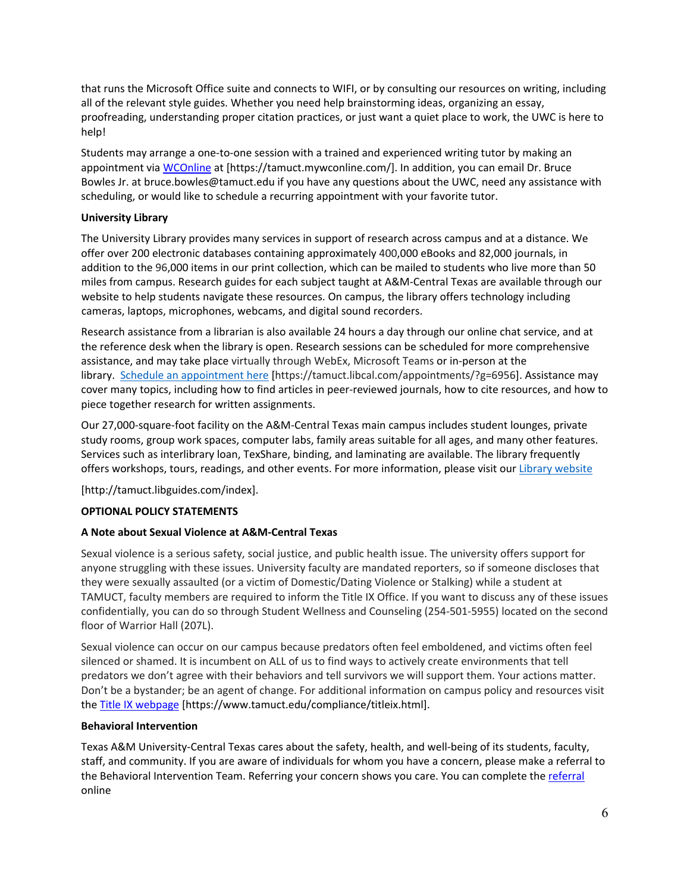that runs the Microsoft Office suite and connects to WIFI, or by consulting our resources on writing, including all of the relevant style guides. Whether you need help brainstorming ideas, organizing an essay, proofreading, understanding proper citation practices, or just want a quiet place to work, the UWC is here to help!

Students may arrange a one-to-one session with a trained and experienced writing tutor by making an appointment via WCOnline at [https://tamuct.mywconline.com/]. In addition, you can email Dr. Bruce Bowles Jr. at bruce.bowles@tamuct.edu if you have any questions about the UWC, need any assistance with scheduling, or would like to schedule a recurring appointment with your favorite tutor.

**University Library**

The University Library provides many services in support of research across campus and at a distance. We offer over 200 electronic databases containing approximately 400,000 eBooks and 82,000 journals, in addition to the 96,000 items in our print collection, which can be mailed to students who live more than 50 miles from campus. Research guides for each subject taught at A&M-Central Texas are available through our website to help students navigate these resources. On campus, the library offers technology including cameras, laptops, microphones, webcams, and digital sound recorders.

Research assistance from a librarian is also available 24 hours a day through our online chat service, and at the reference desk when the library is open. Research sessions can be scheduled for more comprehensive assistance, and may take place virtually through WebEx, Microsoft Teams or in-person at the library. Schedule an appointment here [https://tamuct.libcal.com/appointments/?g=6956]. Assistance may cover many topics, including how to find articles in peer-reviewed journals, how to cite resources, and how to piece together research for written assignments.

Our 27,000-square-foot facility on the A&M-Central Texas main campus includes student lounges, private study rooms, group work spaces, computer labs, family areas suitable for all ages, and many other features. Services such as interlibrary loan, TexShare, binding, and laminating are available. The library frequently offers workshops, tours, readings, and other events. For more information, please visit our Library website

[http://tamuct.libguides.com/index].

**OPTIONAL POLICY STATEMENTS**

**A Note about Sexual Violence at A&M-Central Texas**

Sexual violence is a serious safety, social justice, and public health issue. The university offers support for anyone struggling with these issues. University faculty are mandated reporters, so if someone discloses that they were sexually assaulted (or a victim of Domestic/Dating Violence or Stalking) while a student at TAMUCT, faculty members are required to inform the Title IX Office. If you want to discuss any of these issues confidentially, you can do so through Student Wellness and Counseling (254-501-5955) located on the second floor of Warrior Hall (207L).

Sexual violence can occur on our campus because predators often feel emboldened, and victims often feel silenced or shamed. It is incumbent on ALL of us to find ways to actively create environments that tell predators we don't agree with their behaviors and tell survivors we will support them. Your actions matter. Don't be a bystander; be an agent of change. For additional information on campus policy and resources visit the Title IX webpage [https://www.tamuct.edu/compliance/titleix.html].

**Behavioral Intervention**

Texas A&M University-Central Texas cares about the safety, health, and well-being of its students, faculty, staff, and community. If you are aware of individuals for whom you have a concern, please make a referral to the Behavioral Intervention Team. Referring your concern shows you care. You can complete the referral online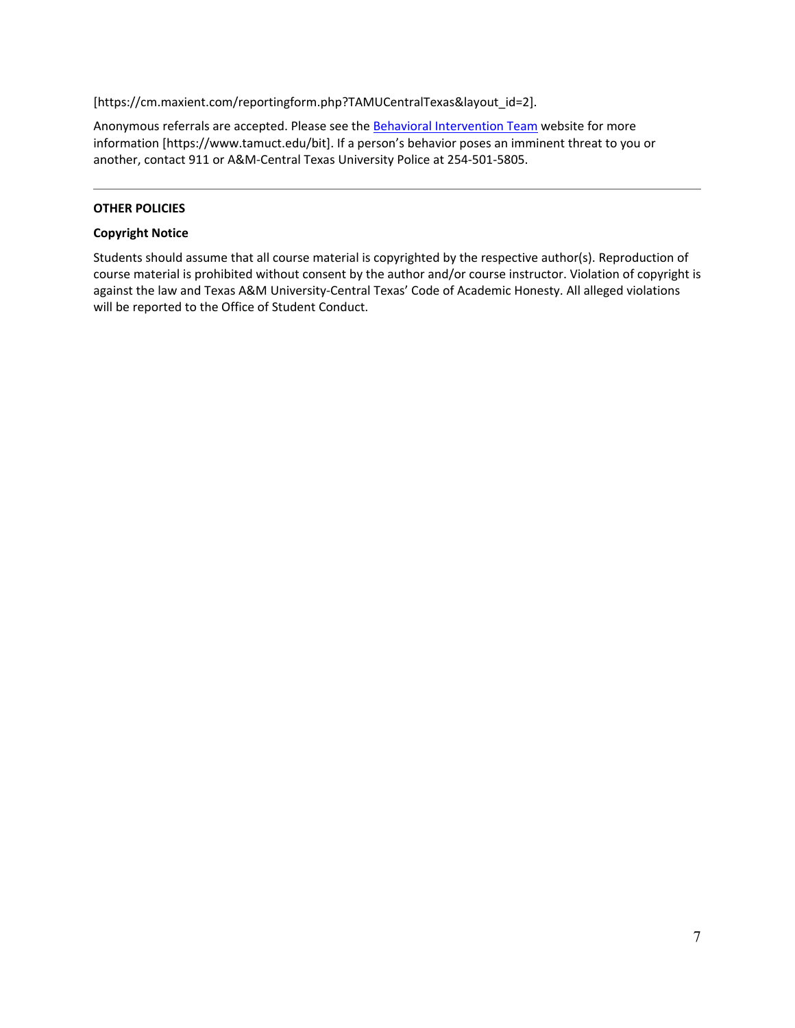[https://cm.maxient.com/reportingform.php?TAMUCentralTexas&layout_id=2].

Anonymous referrals are accepted. Please see the Behavioral Intervention Team website for more information [https://www.tamuct.edu/bit]. If a person's behavior poses an imminent threat to you or another, contact 911 or A&M-Central Texas University Police at 254-501-5805.

---

**OTHER POLICIES**

**Copyright Notice**

Students should assume that all course material is copyrighted by the respective author(s). Reproduction of course material is prohibited without consent by the author and/or course instructor. Violation of copyright is against the law and Texas A&M University-Central Texas' Code of Academic Honesty. All alleged violations will be reported to the Office of Student Conduct.